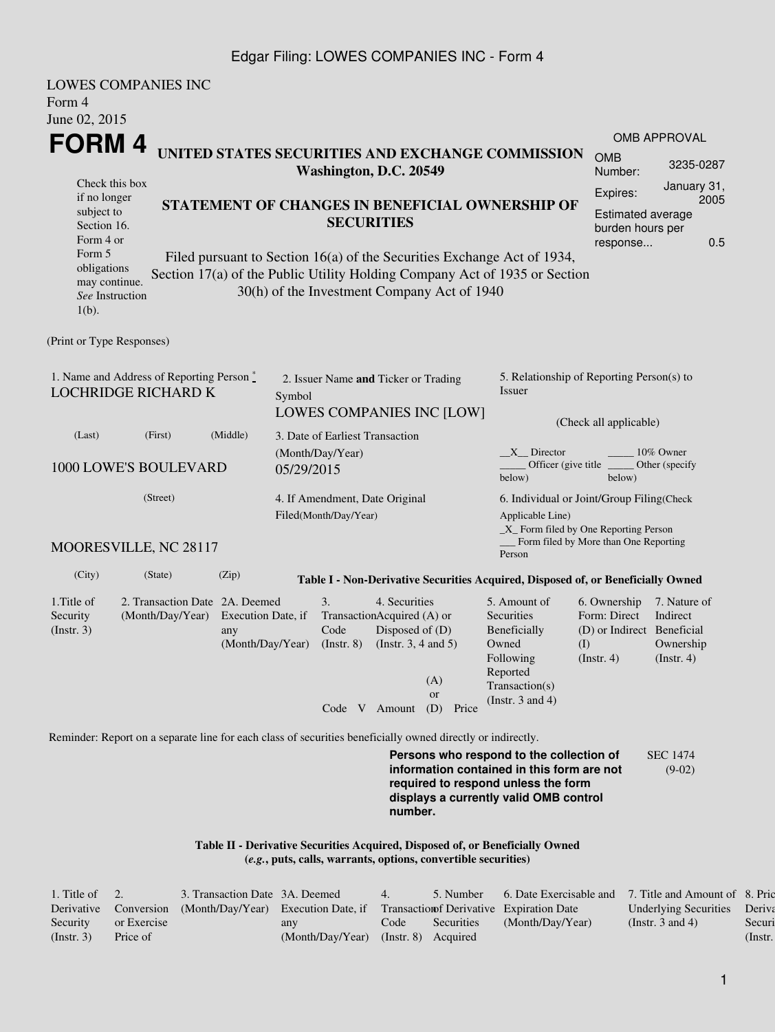Edgar Filing: LOWES COMPANIES INC - Form 4

LOWES COMPANIES INC
Form 4
June 02, 2015

# FORM 4

## UNITED STATES SECURITIES AND EXCHANGE COMMISSION
**Washington, D.C. 20549**

| OMB APPROVAL | |
|---|---|
| OMB Number: | 3235-0287 |
| Expires: | January 31, 2005 |
| Estimated average burden hours per response... | 0.5 |

Check this box if no longer subject to Section 16. Form 4 or Form 5 obligations may continue. *See* Instruction 1(b).

## STATEMENT OF CHANGES IN BENEFICIAL OWNERSHIP OF SECURITIES

Filed pursuant to Section 16(a) of the Securities Exchange Act of 1934, Section 17(a) of the Public Utility Holding Company Act of 1935 or Section 30(h) of the Investment Company Act of 1940

(Print or Type Responses)

1. Name and Address of Reporting Person *
LOCHRIDGE RICHARD K

(Last) (First) (Middle)

1000 LOWE'S BOULEVARD

(Street)

MOORESVILLE, NC 28117

(City) (State) (Zip)

2. Issuer Name **and** Ticker or Trading Symbol
LOWES COMPANIES INC [LOW]

3. Date of Earliest Transaction (Month/Day/Year)
05/29/2015

4. If Amendment, Date Original Filed(Month/Day/Year)

5. Relationship of Reporting Person(s) to Issuer

(Check all applicable)

\_\_X\_\_ Director \_\_\_\_\_ 10% Owner
\_\_\_\_\_ Officer (give title below) \_\_\_\_\_ Other (specify below)

6. Individual or Joint/Group Filing(Check Applicable Line)
\_X\_ Form filed by One Reporting Person
\_\_\_ Form filed by More than One Reporting Person

**Table I - Non-Derivative Securities Acquired, Disposed of, or Beneficially Owned**

| 1.Title of Security (Instr. 3) | 2. Transaction Date (Month/Day/Year) | 2A. Deemed Execution Date, if any (Month/Day/Year) | 3. Transaction Code (Instr. 8) | | 4. Securities Acquired (A) or Disposed of (D) (Instr. 3, 4 and 5) | | | 5. Amount of Securities Beneficially Owned Following Reported Transaction(s) (Instr. 3 and 4) | 6. Ownership Form: Direct (D) or Indirect (I) (Instr. 4) | 7. Nature of Indirect Beneficial Ownership (Instr. 4) |
|---|---|---|---|---|---|---|---|---|---|---|
| | | | Code | V | Amount | (A) or (D) | Price | | | |

Reminder: Report on a separate line for each class of securities beneficially owned directly or indirectly.

**Persons who respond to the collection of information contained in this form are not required to respond unless the form displays a currently valid OMB control number.**

SEC 1474 (9-02)

**Table II - Derivative Securities Acquired, Disposed of, or Beneficially Owned**
**(*e.g.*, puts, calls, warrants, options, convertible securities)**

| 1. Title of Derivative Security (Instr. 3) | 2. Conversion or Exercise Price of | 3. Transaction Date (Month/Day/Year) | 3A. Deemed Execution Date, if any (Month/Day/Year) | 4. Transaction Code (Instr. 8) | 5. Number of Derivative Securities Acquired | 6. Date Exercisable and Expiration Date (Month/Day/Year) | 7. Title and Amount of Underlying Securities (Instr. 3 and 4) | 8. Price of Derivative Security (Instr. |
|---|---|---|---|---|---|---|---|---|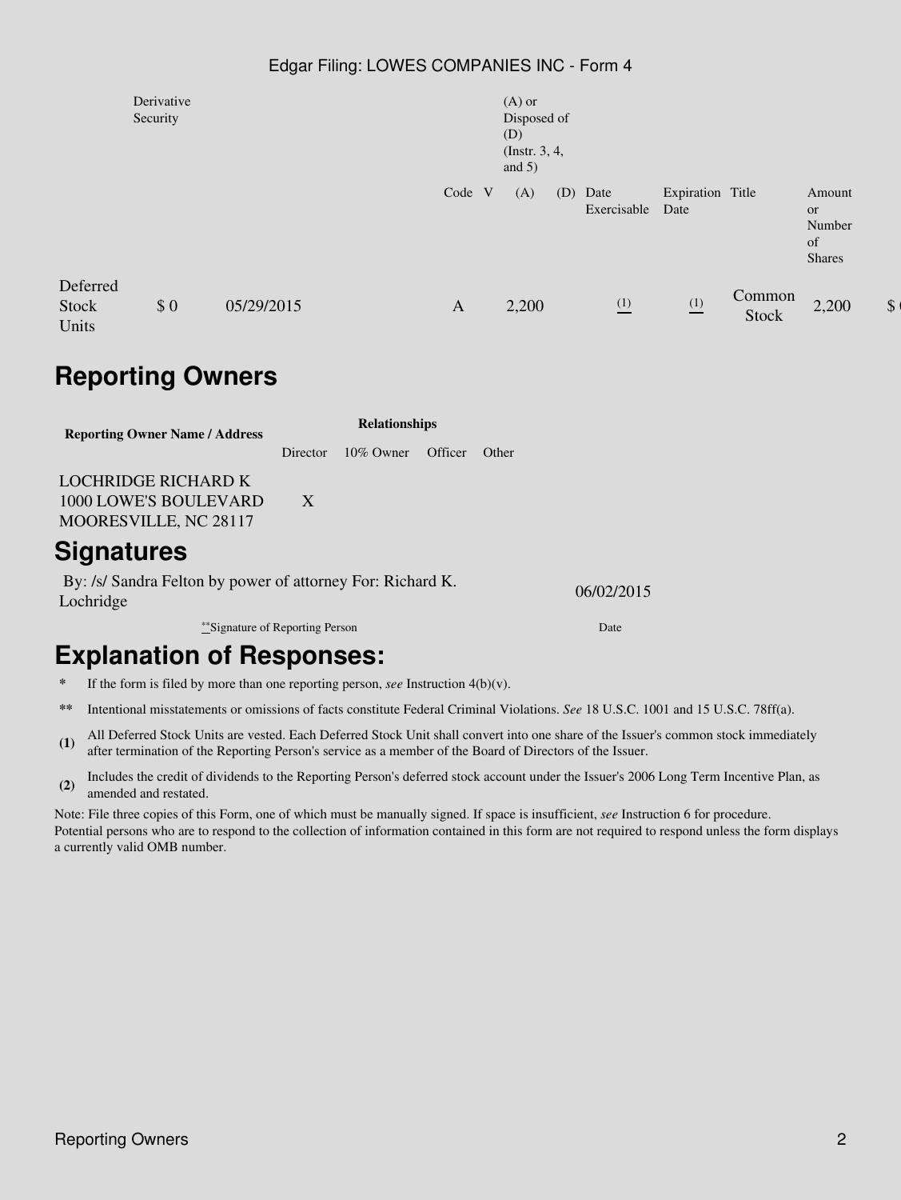| Derivative Security | | | | | | (A) or Disposed of (D) (Instr. 3, 4, and 5) | | | | | |
|---|---|---|---|---|---|---|---|---|---|---|---|
| | | | | Code | V | (A) | (D) | Date Exercisable | Expiration Date | Title | Amount or Number of Shares |
| Deferred Stock Units | $ 0 | 05/29/2015 | | A | | 2,200 | | (1) | (1) | Common Stock | 2,200 |

## Reporting Owners

| Reporting Owner Name / Address | Relationships | | | |
|---|---|---|---|---|
| | Director | 10% Owner | Officer | Other |
| LOCHRIDGE RICHARD K<br>1000 LOWE'S BOULEVARD<br>MOORESVILLE, NC 28117 | X | | | |

## Signatures

| | |
|---|---|
| By: /s/ Sandra Felton by power of attorney For: Richard K. Lochridge | 06/02/2015 |
| **Signature of Reporting Person | Date |

## Explanation of Responses:

* If the form is filed by more than one reporting person, *see* Instruction 4(b)(v).

** Intentional misstatements or omissions of facts constitute Federal Criminal Violations. *See* 18 U.S.C. 1001 and 15 U.S.C. 78ff(a).

**(1)** All Deferred Stock Units are vested. Each Deferred Stock Unit shall convert into one share of the Issuer's common stock immediately after termination of the Reporting Person's service as a member of the Board of Directors of the Issuer.

**(2)** Includes the credit of dividends to the Reporting Person's deferred stock account under the Issuer's 2006 Long Term Incentive Plan, as amended and restated.

Note: File three copies of this Form, one of which must be manually signed. If space is insufficient, *see* Instruction 6 for procedure.
Potential persons who are to respond to the collection of information contained in this form are not required to respond unless the form displays a currently valid OMB number.